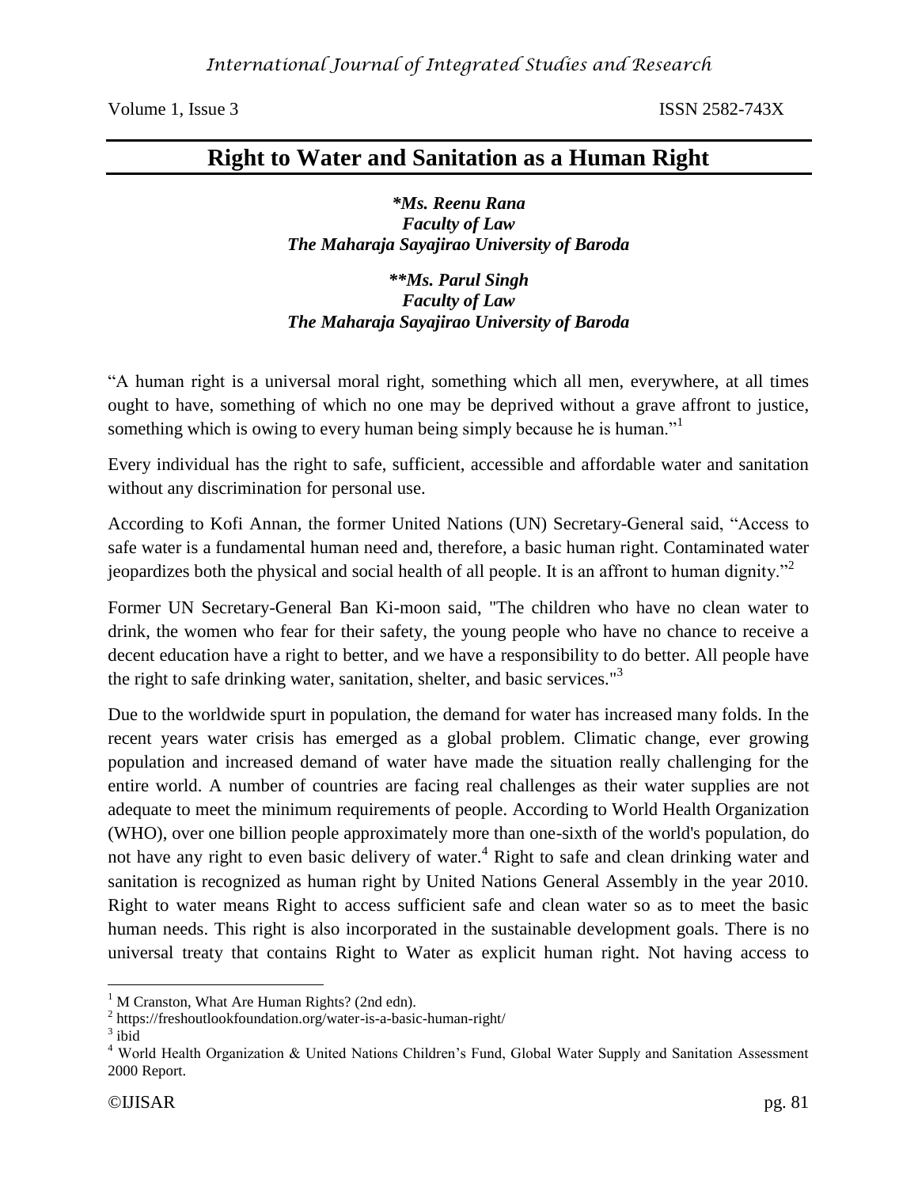# Right to Water and Sanitation as a Human Right

***Ms. Reenu Rana**
***Faculty of Law***
***The Maharaja Sayajirao University of Baroda***

****Ms. Parul Singh**
***Faculty of Law***
***The Maharaja Sayajirao University of Baroda***

"A human right is a universal moral right, something which all men, everywhere, at all times ought to have, something of which no one may be deprived without a grave affront to justice, something which is owing to every human being simply because he is human."[1]

Every individual has the right to safe, sufficient, accessible and affordable water and sanitation without any discrimination for personal use.

According to Kofi Annan, the former United Nations (UN) Secretary-General said, "Access to safe water is a fundamental human need and, therefore, a basic human right. Contaminated water jeopardizes both the physical and social health of all people. It is an affront to human dignity."[2]

Former UN Secretary-General Ban Ki-moon said, "The children who have no clean water to drink, the women who fear for their safety, the young people who have no chance to receive a decent education have a right to better, and we have a responsibility to do better. All people have the right to safe drinking water, sanitation, shelter, and basic services."[3]

Due to the worldwide spurt in population, the demand for water has increased many folds. In the recent years water crisis has emerged as a global problem. Climatic change, ever growing population and increased demand of water have made the situation really challenging for the entire world. A number of countries are facing real challenges as their water supplies are not adequate to meet the minimum requirements of people. According to World Health Organization (WHO), over one billion people approximately more than one-sixth of the world's population, do not have any right to even basic delivery of water.[4] Right to safe and clean drinking water and sanitation is recognized as human right by United Nations General Assembly in the year 2010. Right to water means Right to access sufficient safe and clean water so as to meet the basic human needs. This right is also incorporated in the sustainable development goals. There is no universal treaty that contains Right to Water as explicit human right. Not having access to

---

[1] M Cranston, What Are Human Rights? (2nd edn).

[2] https://freshoutlookfoundation.org/water-is-a-basic-human-right/

[3] ibid

[4] World Health Organization & United Nations Children's Fund, Global Water Supply and Sanitation Assessment 2000 Report.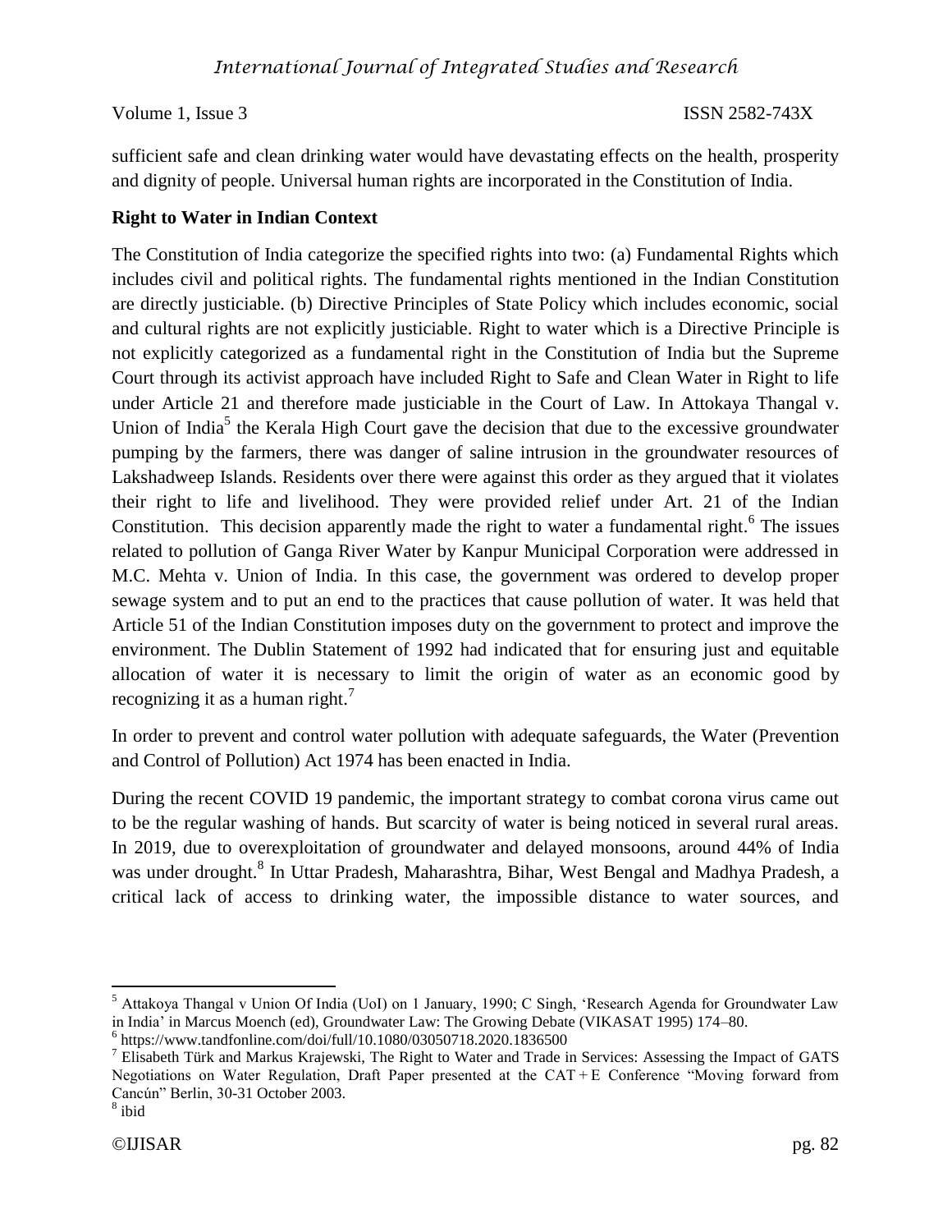sufficient safe and clean drinking water would have devastating effects on the health, prosperity and dignity of people. Universal human rights are incorporated in the Constitution of India.

**Right to Water in Indian Context**

The Constitution of India categorize the specified rights into two: (a) Fundamental Rights which includes civil and political rights. The fundamental rights mentioned in the Indian Constitution are directly justiciable. (b) Directive Principles of State Policy which includes economic, social and cultural rights are not explicitly justiciable. Right to water which is a Directive Principle is not explicitly categorized as a fundamental right in the Constitution of India but the Supreme Court through its activist approach have included Right to Safe and Clean Water in Right to life under Article 21 and therefore made justiciable in the Court of Law. In Attokaya Thangal v. Union of India[5] the Kerala High Court gave the decision that due to the excessive groundwater pumping by the farmers, there was danger of saline intrusion in the groundwater resources of Lakshadweep Islands. Residents over there were against this order as they argued that it violates their right to life and livelihood. They were provided relief under Art. 21 of the Indian Constitution. This decision apparently made the right to water a fundamental right.[6] The issues related to pollution of Ganga River Water by Kanpur Municipal Corporation were addressed in M.C. Mehta v. Union of India. In this case, the government was ordered to develop proper sewage system and to put an end to the practices that cause pollution of water. It was held that Article 51 of the Indian Constitution imposes duty on the government to protect and improve the environment. The Dublin Statement of 1992 had indicated that for ensuring just and equitable allocation of water it is necessary to limit the origin of water as an economic good by recognizing it as a human right.[7]

In order to prevent and control water pollution with adequate safeguards, the Water (Prevention and Control of Pollution) Act 1974 has been enacted in India.

During the recent COVID 19 pandemic, the important strategy to combat corona virus came out to be the regular washing of hands. But scarcity of water is being noticed in several rural areas. In 2019, due to overexploitation of groundwater and delayed monsoons, around 44% of India was under drought.[8] In Uttar Pradesh, Maharashtra, Bihar, West Bengal and Madhya Pradesh, a critical lack of access to drinking water, the impossible distance to water sources, and

---

[5] Attakoya Thangal v Union Of India (UoI) on 1 January, 1990; C Singh, 'Research Agenda for Groundwater Law in India' in Marcus Moench (ed), Groundwater Law: The Growing Debate (VIKASAT 1995) 174–80.

[6] https://www.tandfonline.com/doi/full/10.1080/03050718.2020.1836500

[7] Elisabeth Türk and Markus Krajewski, The Right to Water and Trade in Services: Assessing the Impact of GATS Negotiations on Water Regulation, Draft Paper presented at the CAT + E Conference "Moving forward from Cancún" Berlin, 30-31 October 2003.

[8] ibid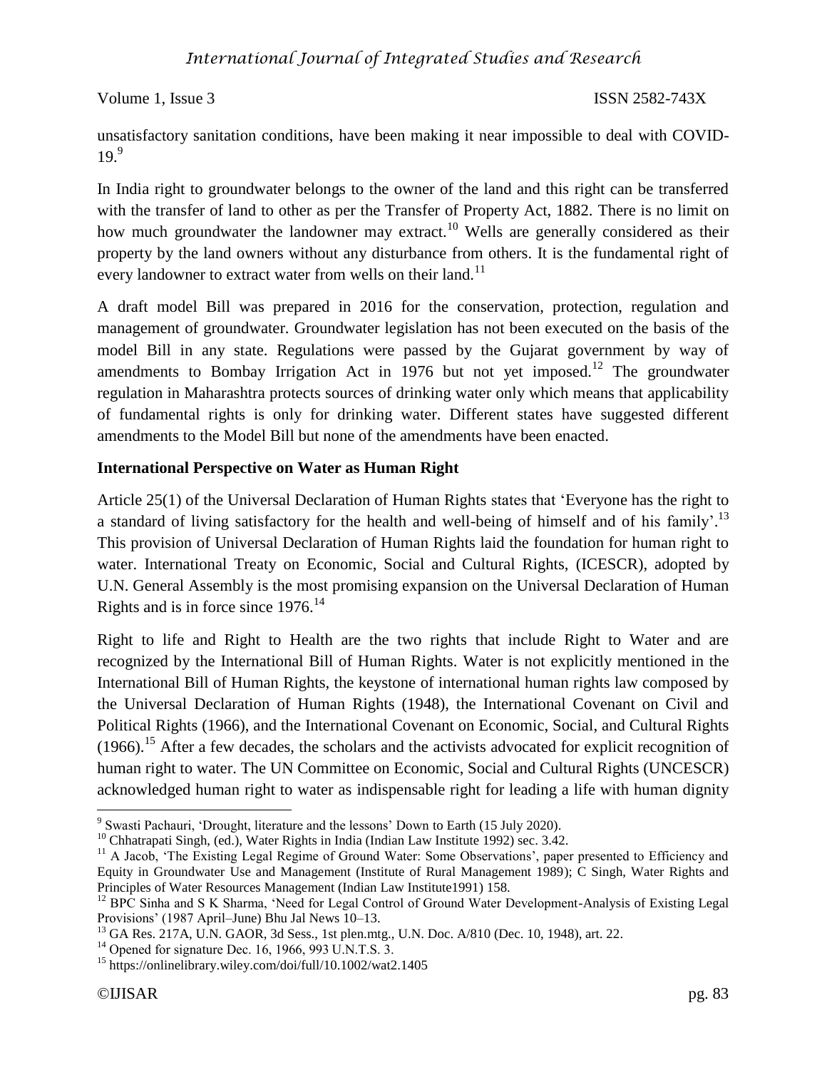unsatisfactory sanitation conditions, have been making it near impossible to deal with COVID-19.[9]

In India right to groundwater belongs to the owner of the land and this right can be transferred with the transfer of land to other as per the Transfer of Property Act, 1882. There is no limit on how much groundwater the landowner may extract.[10] Wells are generally considered as their property by the land owners without any disturbance from others. It is the fundamental right of every landowner to extract water from wells on their land.[11]

A draft model Bill was prepared in 2016 for the conservation, protection, regulation and management of groundwater. Groundwater legislation has not been executed on the basis of the model Bill in any state. Regulations were passed by the Gujarat government by way of amendments to Bombay Irrigation Act in 1976 but not yet imposed.[12] The groundwater regulation in Maharashtra protects sources of drinking water only which means that applicability of fundamental rights is only for drinking water. Different states have suggested different amendments to the Model Bill but none of the amendments have been enacted.

**International Perspective on Water as Human Right**

Article 25(1) of the Universal Declaration of Human Rights states that 'Everyone has the right to a standard of living satisfactory for the health and well-being of himself and of his family'.[13] This provision of Universal Declaration of Human Rights laid the foundation for human right to water. International Treaty on Economic, Social and Cultural Rights, (ICESCR), adopted by U.N. General Assembly is the most promising expansion on the Universal Declaration of Human Rights and is in force since 1976.[14]

Right to life and Right to Health are the two rights that include Right to Water and are recognized by the International Bill of Human Rights. Water is not explicitly mentioned in the International Bill of Human Rights, the keystone of international human rights law composed by the Universal Declaration of Human Rights (1948), the International Covenant on Civil and Political Rights (1966), and the International Covenant on Economic, Social, and Cultural Rights (1966).[15] After a few decades, the scholars and the activists advocated for explicit recognition of human right to water. The UN Committee on Economic, Social and Cultural Rights (UNCESCR) acknowledged human right to water as indispensable right for leading a life with human dignity

---

[9] Swasti Pachauri, 'Drought, literature and the lessons' Down to Earth (15 July 2020).

[10] Chhatrapati Singh, (ed.), Water Rights in India (Indian Law Institute 1992) sec. 3.42.

[11] A Jacob, 'The Existing Legal Regime of Ground Water: Some Observations', paper presented to Efficiency and Equity in Groundwater Use and Management (Institute of Rural Management 1989); C Singh, Water Rights and Principles of Water Resources Management (Indian Law Institute1991) 158.

[12] BPC Sinha and S K Sharma, 'Need for Legal Control of Ground Water Development-Analysis of Existing Legal Provisions' (1987 April–June) Bhu Jal News 10–13.

[13] GA Res. 217A, U.N. GAOR, 3d Sess., 1st plen.mtg., U.N. Doc. A/810 (Dec. 10, 1948), art. 22.

[14] Opened for signature Dec. 16, 1966, 993 U.N.T.S. 3.

[15] https://onlinelibrary.wiley.com/doi/full/10.1002/wat2.1405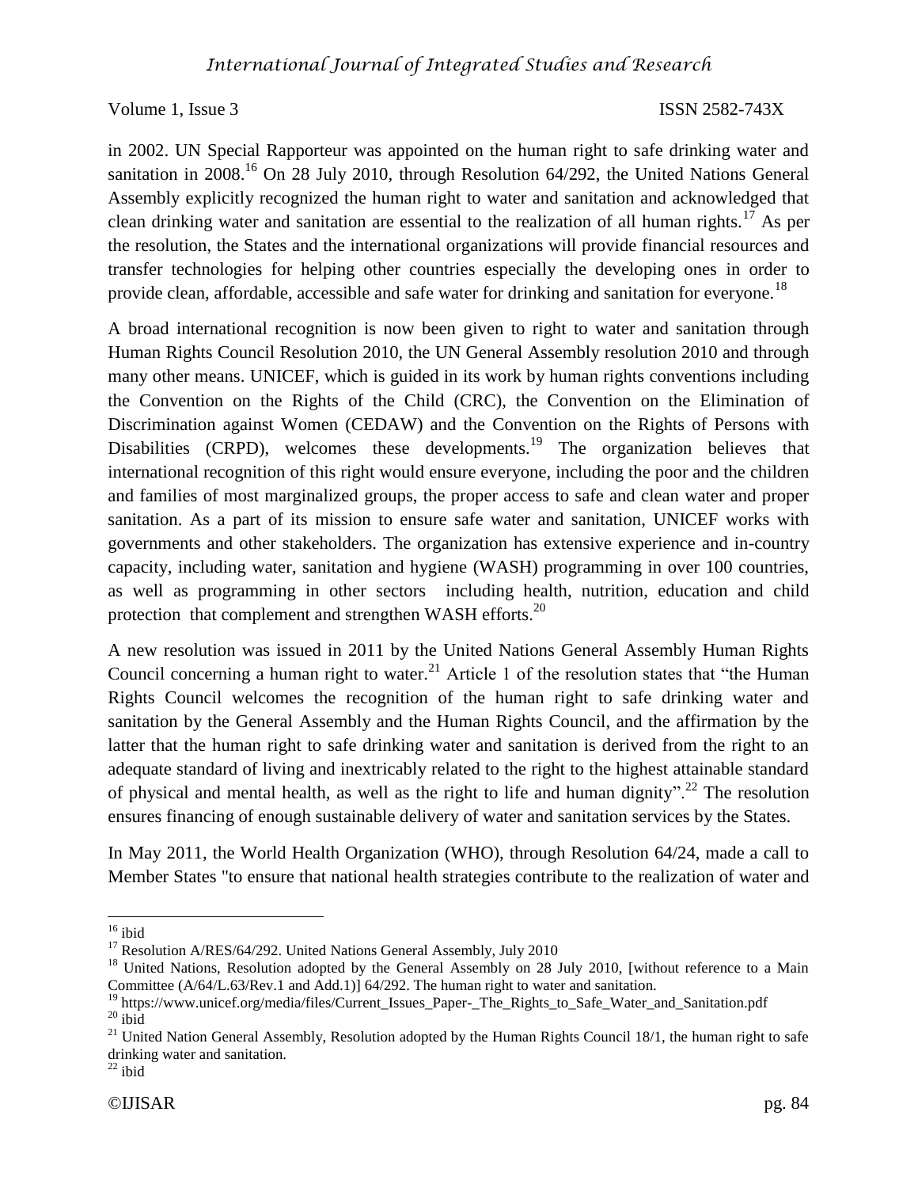in 2002. UN Special Rapporteur was appointed on the human right to safe drinking water and sanitation in 2008.[16] On 28 July 2010, through Resolution 64/292, the United Nations General Assembly explicitly recognized the human right to water and sanitation and acknowledged that clean drinking water and sanitation are essential to the realization of all human rights.[17] As per the resolution, the States and the international organizations will provide financial resources and transfer technologies for helping other countries especially the developing ones in order to provide clean, affordable, accessible and safe water for drinking and sanitation for everyone.[18]

A broad international recognition is now been given to right to water and sanitation through Human Rights Council Resolution 2010, the UN General Assembly resolution 2010 and through many other means. UNICEF, which is guided in its work by human rights conventions including the Convention on the Rights of the Child (CRC), the Convention on the Elimination of Discrimination against Women (CEDAW) and the Convention on the Rights of Persons with Disabilities (CRPD), welcomes these developments.[19] The organization believes that international recognition of this right would ensure everyone, including the poor and the children and families of most marginalized groups, the proper access to safe and clean water and proper sanitation. As a part of its mission to ensure safe water and sanitation, UNICEF works with governments and other stakeholders. The organization has extensive experience and in-country capacity, including water, sanitation and hygiene (WASH) programming in over 100 countries, as well as programming in other sectors including health, nutrition, education and child protection that complement and strengthen WASH efforts.[20]

A new resolution was issued in 2011 by the United Nations General Assembly Human Rights Council concerning a human right to water.[21] Article 1 of the resolution states that "the Human Rights Council welcomes the recognition of the human right to safe drinking water and sanitation by the General Assembly and the Human Rights Council, and the affirmation by the latter that the human right to safe drinking water and sanitation is derived from the right to an adequate standard of living and inextricably related to the right to the highest attainable standard of physical and mental health, as well as the right to life and human dignity".[22] The resolution ensures financing of enough sustainable delivery of water and sanitation services by the States.

In May 2011, the World Health Organization (WHO), through Resolution 64/24, made a call to Member States "to ensure that national health strategies contribute to the realization of water and

---

[16] ibid

[17] Resolution A/RES/64/292. United Nations General Assembly, July 2010

[18] United Nations, Resolution adopted by the General Assembly on 28 July 2010, [without reference to a Main Committee (A/64/L.63/Rev.1 and Add.1)] 64/292. The human right to water and sanitation.

[19] https://www.unicef.org/media/files/Current_Issues_Paper-_The_Rights_to_Safe_Water_and_Sanitation.pdf

[20] ibid

[21] United Nation General Assembly, Resolution adopted by the Human Rights Council 18/1, the human right to safe drinking water and sanitation.

[22] ibid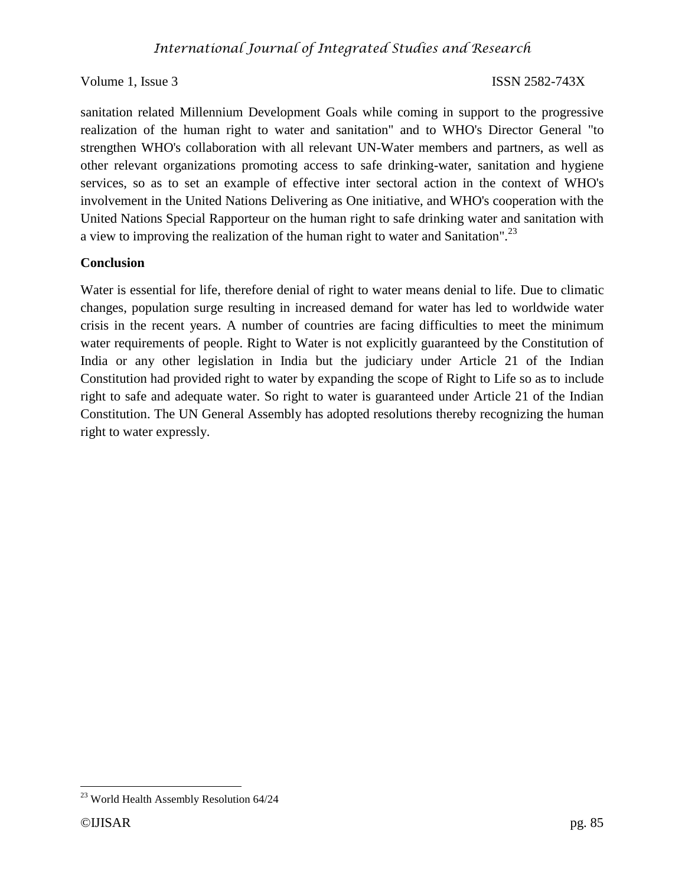sanitation related Millennium Development Goals while coming in support to the progressive realization of the human right to water and sanitation" and to WHO's Director General "to strengthen WHO's collaboration with all relevant UN-Water members and partners, as well as other relevant organizations promoting access to safe drinking-water, sanitation and hygiene services, so as to set an example of effective inter sectoral action in the context of WHO's involvement in the United Nations Delivering as One initiative, and WHO's cooperation with the United Nations Special Rapporteur on the human right to safe drinking water and sanitation with a view to improving the realization of the human right to water and Sanitation".[23]

## Conclusion

Water is essential for life, therefore denial of right to water means denial to life. Due to climatic changes, population surge resulting in increased demand for water has led to worldwide water crisis in the recent years. A number of countries are facing difficulties to meet the minimum water requirements of people. Right to Water is not explicitly guaranteed by the Constitution of India or any other legislation in India but the judiciary under Article 21 of the Indian Constitution had provided right to water by expanding the scope of Right to Life so as to include right to safe and adequate water. So right to water is guaranteed under Article 21 of the Indian Constitution. The UN General Assembly has adopted resolutions thereby recognizing the human right to water expressly.

---

[23] World Health Assembly Resolution 64/24